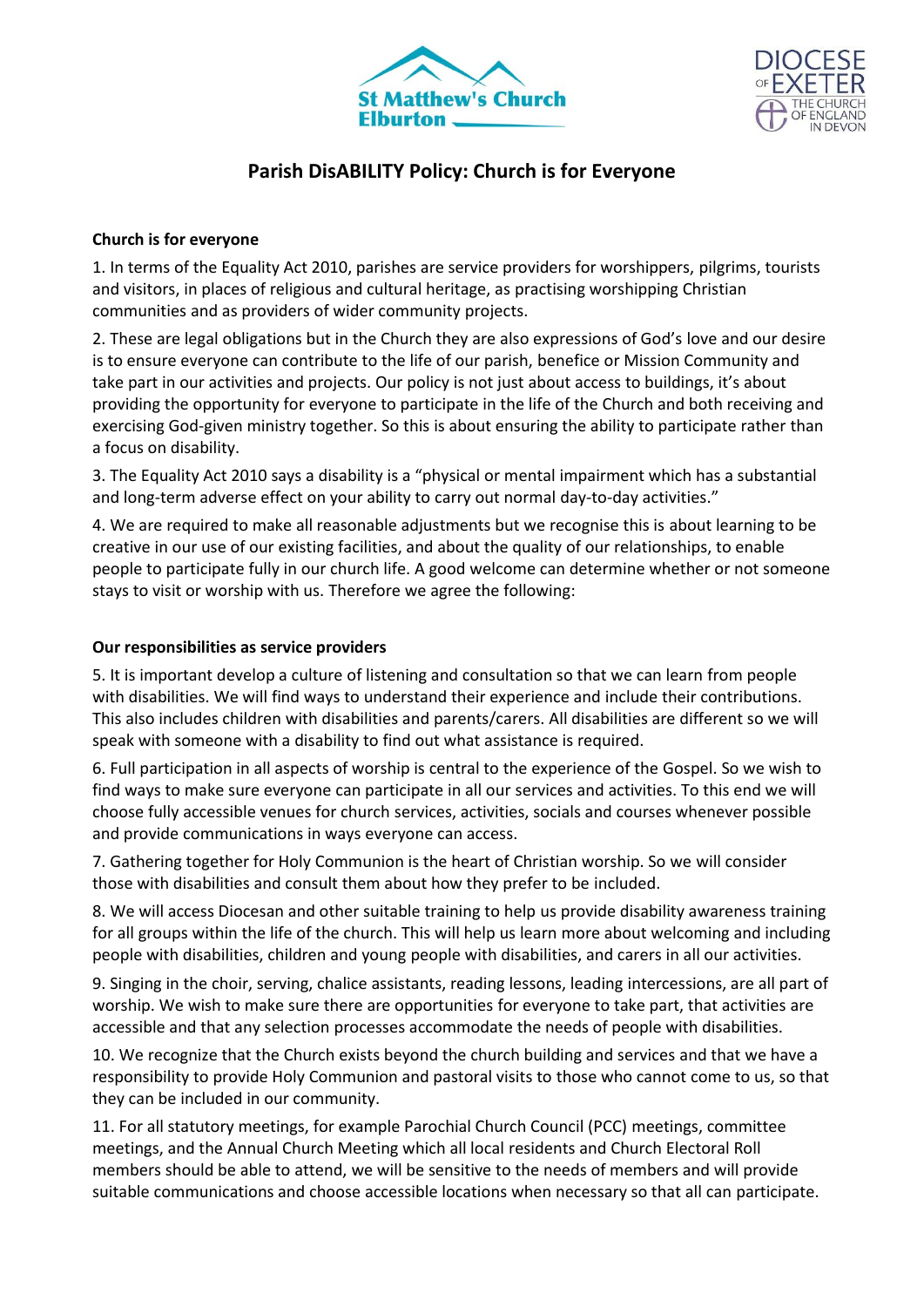# Parish DisABILITY Policy: Church is for Everyone

**Church is for everyone**

1. In terms of the Equality Act 2010, parishes are service providers for worshippers, pilgrims, tourists and visitors, in places of religious and cultural heritage, as practising worshipping Christian communities and as providers of wider community projects.

2. These are legal obligations but in the Church they are also expressions of God's love and our desire is to ensure everyone can contribute to the life of our parish, benefice or Mission Community and take part in our activities and projects. Our policy is not just about access to buildings, it's about providing the opportunity for everyone to participate in the life of the Church and both receiving and exercising God-given ministry together. So this is about ensuring the ability to participate rather than a focus on disability.

3. The Equality Act 2010 says a disability is a "physical or mental impairment which has a substantial and long-term adverse effect on your ability to carry out normal day-to-day activities."

4. We are required to make all reasonable adjustments but we recognise this is about learning to be creative in our use of our existing facilities, and about the quality of our relationships, to enable people to participate fully in our church life. A good welcome can determine whether or not someone stays to visit or worship with us. Therefore we agree the following:

**Our responsibilities as service providers**

5. It is important develop a culture of listening and consultation so that we can learn from people with disabilities. We will find ways to understand their experience and include their contributions. This also includes children with disabilities and parents/carers. All disabilities are different so we will speak with someone with a disability to find out what assistance is required.

6. Full participation in all aspects of worship is central to the experience of the Gospel. So we wish to find ways to make sure everyone can participate in all our services and activities. To this end we will choose fully accessible venues for church services, activities, socials and courses whenever possible and provide communications in ways everyone can access.

7. Gathering together for Holy Communion is the heart of Christian worship. So we will consider those with disabilities and consult them about how they prefer to be included.

8. We will access Diocesan and other suitable training to help us provide disability awareness training for all groups within the life of the church. This will help us learn more about welcoming and including people with disabilities, children and young people with disabilities, and carers in all our activities.

9. Singing in the choir, serving, chalice assistants, reading lessons, leading intercessions, are all part of worship. We wish to make sure there are opportunities for everyone to take part, that activities are accessible and that any selection processes accommodate the needs of people with disabilities.

10. We recognize that the Church exists beyond the church building and services and that we have a responsibility to provide Holy Communion and pastoral visits to those who cannot come to us, so that they can be included in our community.

11. For all statutory meetings, for example Parochial Church Council (PCC) meetings, committee meetings, and the Annual Church Meeting which all local residents and Church Electoral Roll members should be able to attend, we will be sensitive to the needs of members and will provide suitable communications and choose accessible locations when necessary so that all can participate.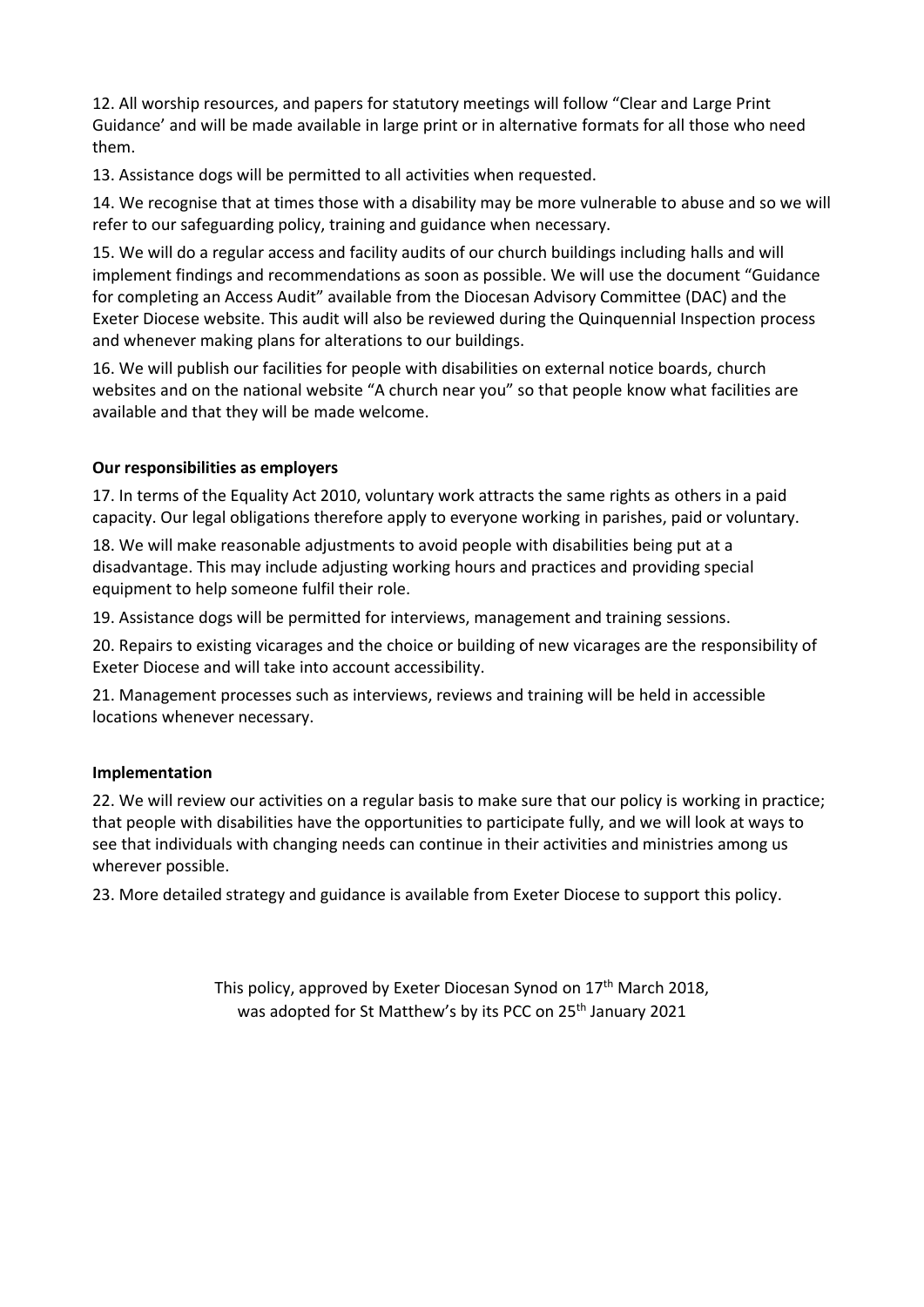12. All worship resources, and papers for statutory meetings will follow "Clear and Large Print Guidance' and will be made available in large print or in alternative formats for all those who need them.

13. Assistance dogs will be permitted to all activities when requested.

14. We recognise that at times those with a disability may be more vulnerable to abuse and so we will refer to our safeguarding policy, training and guidance when necessary.

15. We will do a regular access and facility audits of our church buildings including halls and will implement findings and recommendations as soon as possible. We will use the document "Guidance for completing an Access Audit" available from the Diocesan Advisory Committee (DAC) and the Exeter Diocese website. This audit will also be reviewed during the Quinquennial Inspection process and whenever making plans for alterations to our buildings.

16. We will publish our facilities for people with disabilities on external notice boards, church websites and on the national website "A church near you" so that people know what facilities are available and that they will be made welcome.

**Our responsibilities as employers**

17. In terms of the Equality Act 2010, voluntary work attracts the same rights as others in a paid capacity. Our legal obligations therefore apply to everyone working in parishes, paid or voluntary.

18. We will make reasonable adjustments to avoid people with disabilities being put at a disadvantage. This may include adjusting working hours and practices and providing special equipment to help someone fulfil their role.

19. Assistance dogs will be permitted for interviews, management and training sessions.

20. Repairs to existing vicarages and the choice or building of new vicarages are the responsibility of Exeter Diocese and will take into account accessibility.

21. Management processes such as interviews, reviews and training will be held in accessible locations whenever necessary.

**Implementation**

22. We will review our activities on a regular basis to make sure that our policy is working in practice; that people with disabilities have the opportunities to participate fully, and we will look at ways to see that individuals with changing needs can continue in their activities and ministries among us wherever possible.

23. More detailed strategy and guidance is available from Exeter Diocese to support this policy.

This policy, approved by Exeter Diocesan Synod on 17th March 2018,
was adopted for St Matthew's by its PCC on 25th January 2021